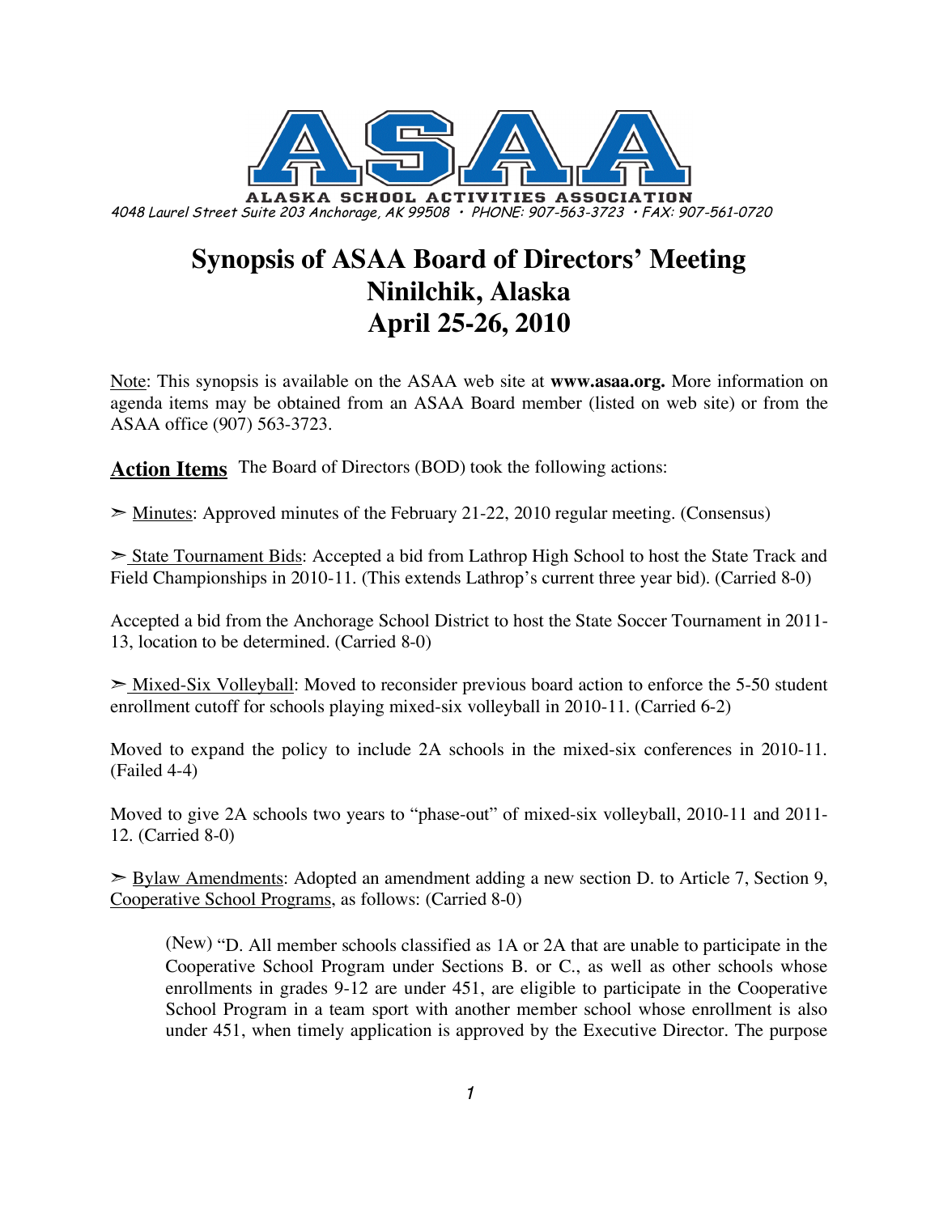**ASAA**

**ALASKA SCHOOL ACTIVITIES ASSOCIATION**

*4048 Laurel Street Suite 203 Anchorage, AK 99508 • PHONE: 907-563-3723 • FAX: 907-561-0720*

# Synopsis of ASAA Board of Directors' Meeting
# Ninilchik, Alaska
# April 25-26, 2010

Note: This synopsis is available on the ASAA web site at **www.asaa.org.** More information on agenda items may be obtained from an ASAA Board member (listed on web site) or from the ASAA office (907) 563-3723.

## Action Items

The Board of Directors (BOD) took the following actions:

➢ Minutes: Approved minutes of the February 21-22, 2010 regular meeting. (Consensus)

➢ State Tournament Bids: Accepted a bid from Lathrop High School to host the State Track and Field Championships in 2010-11. (This extends Lathrop's current three year bid). (Carried 8-0)

Accepted a bid from the Anchorage School District to host the State Soccer Tournament in 2011-13, location to be determined. (Carried 8-0)

➢ Mixed-Six Volleyball: Moved to reconsider previous board action to enforce the 5-50 student enrollment cutoff for schools playing mixed-six volleyball in 2010-11. (Carried 6-2)

Moved to expand the policy to include 2A schools in the mixed-six conferences in 2010-11. (Failed 4-4)

Moved to give 2A schools two years to "phase-out" of mixed-six volleyball, 2010-11 and 2011-12. (Carried 8-0)

➢ Bylaw Amendments: Adopted an amendment adding a new section D. to Article 7, Section 9, Cooperative School Programs, as follows: (Carried 8-0)

> (New) "D. All member schools classified as 1A or 2A that are unable to participate in the Cooperative School Program under Sections B. or C., as well as other schools whose enrollments in grades 9-12 are under 451, are eligible to participate in the Cooperative School Program in a team sport with another member school whose enrollment is also under 451, when timely application is approved by the Executive Director. The purpose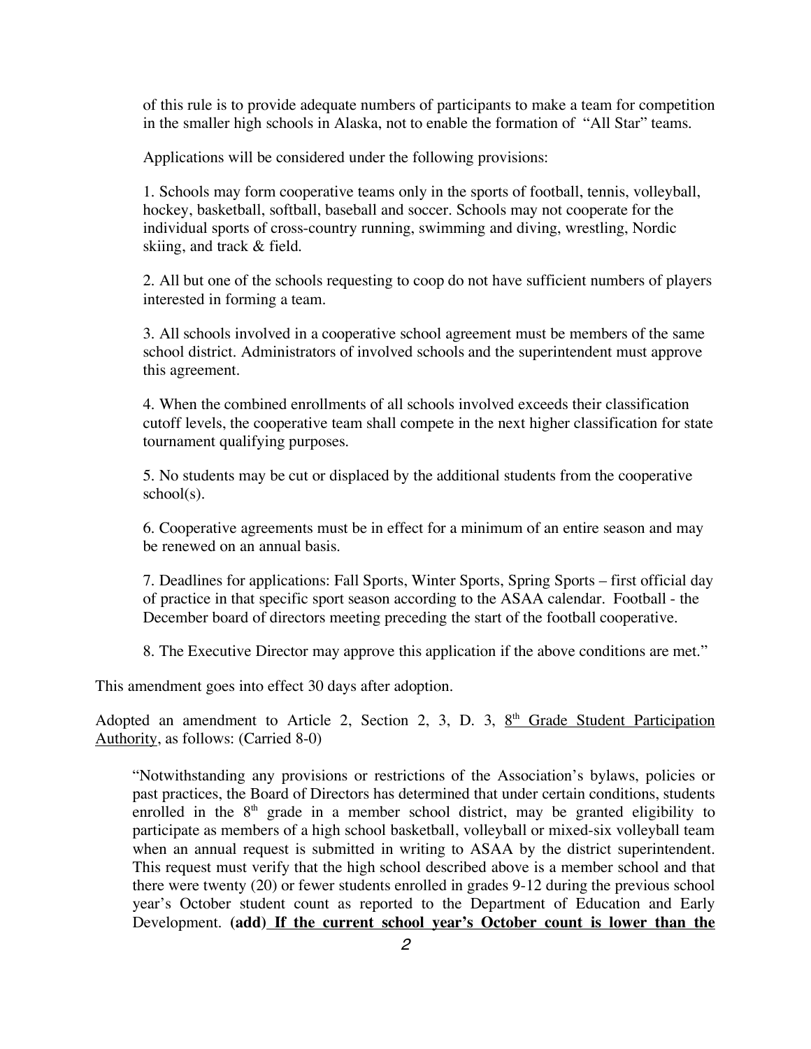of this rule is to provide adequate numbers of participants to make a team for competition in the smaller high schools in Alaska, not to enable the formation of "All Star" teams.

Applications will be considered under the following provisions:

1. Schools may form cooperative teams only in the sports of football, tennis, volleyball, hockey, basketball, softball, baseball and soccer. Schools may not cooperate for the individual sports of cross-country running, swimming and diving, wrestling, Nordic skiing, and track & field.

2. All but one of the schools requesting to coop do not have sufficient numbers of players interested in forming a team.

3. All schools involved in a cooperative school agreement must be members of the same school district. Administrators of involved schools and the superintendent must approve this agreement.

4. When the combined enrollments of all schools involved exceeds their classification cutoff levels, the cooperative team shall compete in the next higher classification for state tournament qualifying purposes.

5. No students may be cut or displaced by the additional students from the cooperative school(s).

6. Cooperative agreements must be in effect for a minimum of an entire season and may be renewed on an annual basis.

7. Deadlines for applications: Fall Sports, Winter Sports, Spring Sports – first official day of practice in that specific sport season according to the ASAA calendar. Football - the December board of directors meeting preceding the start of the football cooperative.

8. The Executive Director may approve this application if the above conditions are met."

This amendment goes into effect 30 days after adoption.

Adopted an amendment to Article 2, Section 2, 3, D. 3, <u>8th Grade Student Participation Authority</u>, as follows: (Carried 8-0)

"Notwithstanding any provisions or restrictions of the Association's bylaws, policies or past practices, the Board of Directors has determined that under certain conditions, students enrolled in the 8th grade in a member school district, may be granted eligibility to participate as members of a high school basketball, volleyball or mixed-six volleyball team when an annual request is submitted in writing to ASAA by the district superintendent. This request must verify that the high school described above is a member school and that there were twenty (20) or fewer students enrolled in grades 9-12 during the previous school year's October student count as reported to the Department of Education and Early Development. **(add)** **<u>If the current school year's October count is lower than the</u>**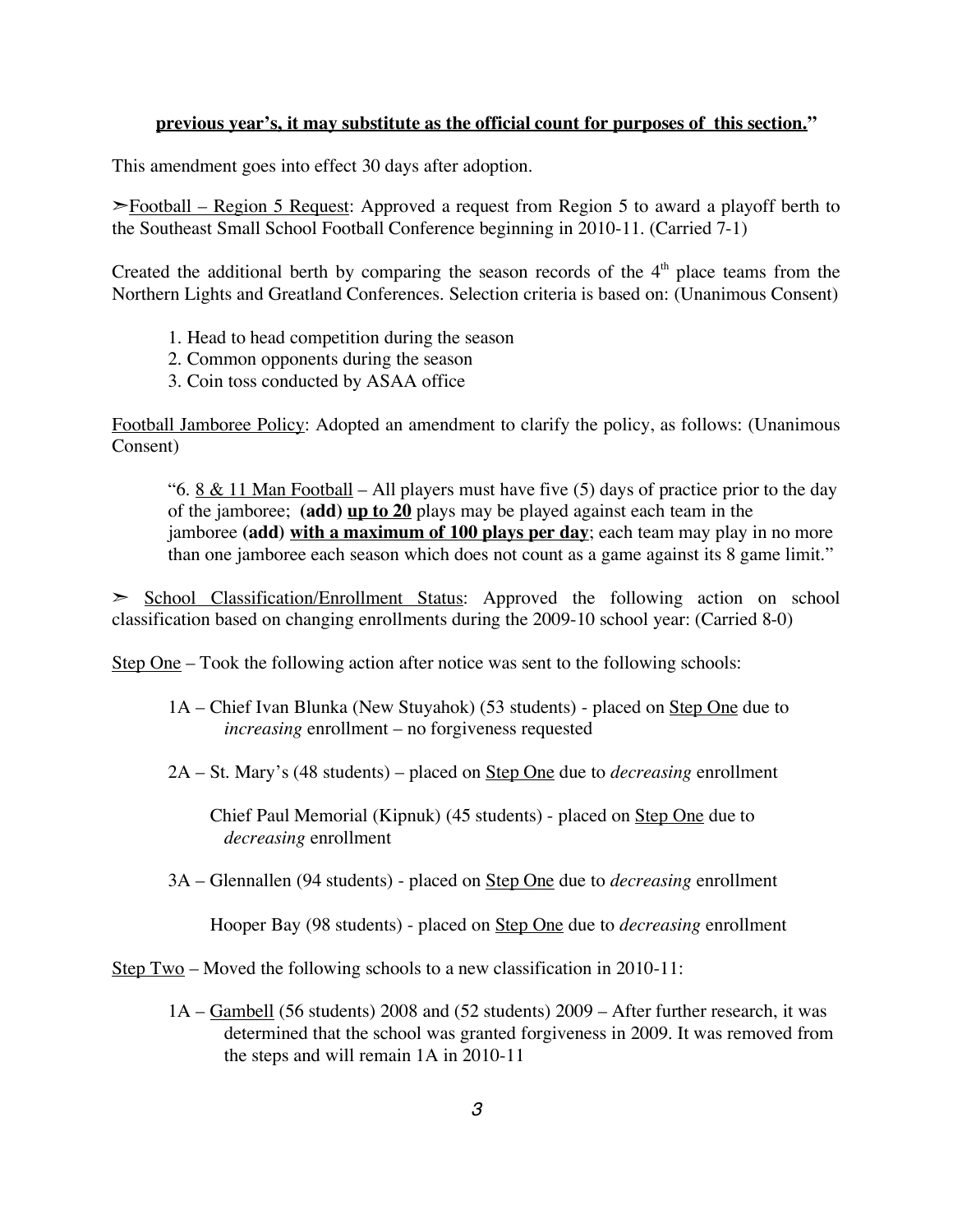**<u>previous year's, it may substitute as the official count for purposes of this section."</u>**

This amendment goes into effect 30 days after adoption.

➢<u>Football – Region 5 Request</u>: Approved a request from Region 5 to award a playoff berth to the Southeast Small School Football Conference beginning in 2010-11. (Carried 7-1)

Created the additional berth by comparing the season records of the 4th place teams from the Northern Lights and Greatland Conferences. Selection criteria is based on: (Unanimous Consent)

1. Head to head competition during the season
2. Common opponents during the season
3. Coin toss conducted by ASAA office

<u>Football Jamboree Policy</u>: Adopted an amendment to clarify the policy, as follows: (Unanimous Consent)

> "6. <u>8 & 11 Man Football</u> – All players must have five (5) days of practice prior to the day of the jamboree; **(add) <u>up to 20</u>** plays may be played against each team in the jamboree **(add) <u>with a maximum of 100 plays per day</u>**; each team may play in no more than one jamboree each season which does not count as a game against its 8 game limit."

➢ <u>School Classification/Enrollment Status</u>: Approved the following action on school classification based on changing enrollments during the 2009-10 school year: (Carried 8-0)

<u>Step One</u> – Took the following action after notice was sent to the following schools:

1A – Chief Ivan Blunka (New Stuyahok) (53 students) - placed on <u>Step One</u> due to *increasing* enrollment – no forgiveness requested

2A – St. Mary's (48 students) – placed on <u>Step One</u> due to *decreasing* enrollment

Chief Paul Memorial (Kipnuk) (45 students) - placed on <u>Step One</u> due to *decreasing* enrollment

3A – Glennallen (94 students) - placed on <u>Step One</u> due to *decreasing* enrollment

Hooper Bay (98 students) - placed on <u>Step One</u> due to *decreasing* enrollment

<u>Step Two</u> – Moved the following schools to a new classification in 2010-11:

1A – <u>Gambell</u> (56 students) 2008 and (52 students) 2009 – After further research, it was determined that the school was granted forgiveness in 2009. It was removed from the steps and will remain 1A in 2010-11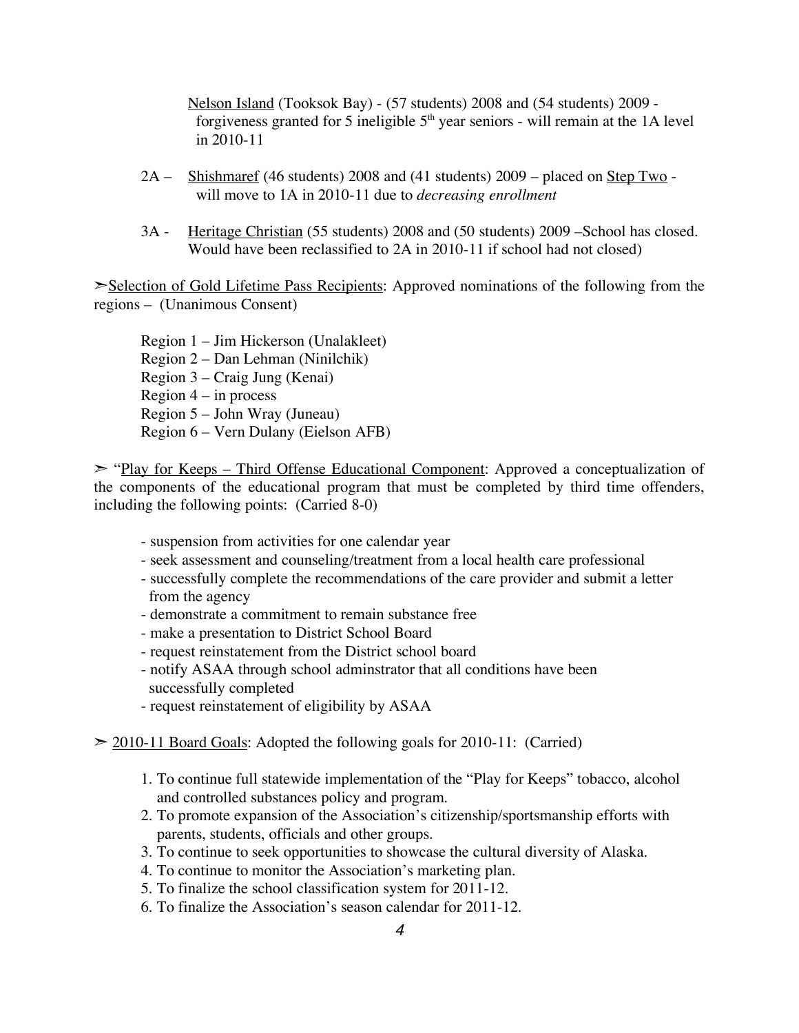Nelson Island (Tooksok Bay) - (57 students) 2008 and (54 students) 2009 - forgiveness granted for 5 ineligible 5th year seniors - will remain at the 1A level in 2010-11

2A – Shishmaref (46 students) 2008 and (41 students) 2009 – placed on Step Two - will move to 1A in 2010-11 due to *decreasing enrollment*

3A - Heritage Christian (55 students) 2008 and (50 students) 2009 –School has closed. Would have been reclassified to 2A in 2010-11 if school had not closed)

➢Selection of Gold Lifetime Pass Recipients: Approved nominations of the following from the regions – (Unanimous Consent)

Region 1 – Jim Hickerson (Unalakleet)
Region 2 – Dan Lehman (Ninilchik)
Region 3 – Craig Jung (Kenai)
Region 4 – in process
Region 5 – John Wray (Juneau)
Region 6 – Vern Dulany (Eielson AFB)

➢ "Play for Keeps – Third Offense Educational Component: Approved a conceptualization of the components of the educational program that must be completed by third time offenders, including the following points: (Carried 8-0)

- suspension from activities for one calendar year
- seek assessment and counseling/treatment from a local health care professional
- successfully complete the recommendations of the care provider and submit a letter from the agency
- demonstrate a commitment to remain substance free
- make a presentation to District School Board
- request reinstatement from the District school board
- notify ASAA through school adminstrator that all conditions have been successfully completed
- request reinstatement of eligibility by ASAA

➢ 2010-11 Board Goals: Adopted the following goals for 2010-11: (Carried)

1. To continue full statewide implementation of the "Play for Keeps" tobacco, alcohol and controlled substances policy and program.
2. To promote expansion of the Association's citizenship/sportsmanship efforts with parents, students, officials and other groups.
3. To continue to seek opportunities to showcase the cultural diversity of Alaska.
4. To continue to monitor the Association's marketing plan.
5. To finalize the school classification system for 2011-12.
6. To finalize the Association's season calendar for 2011-12.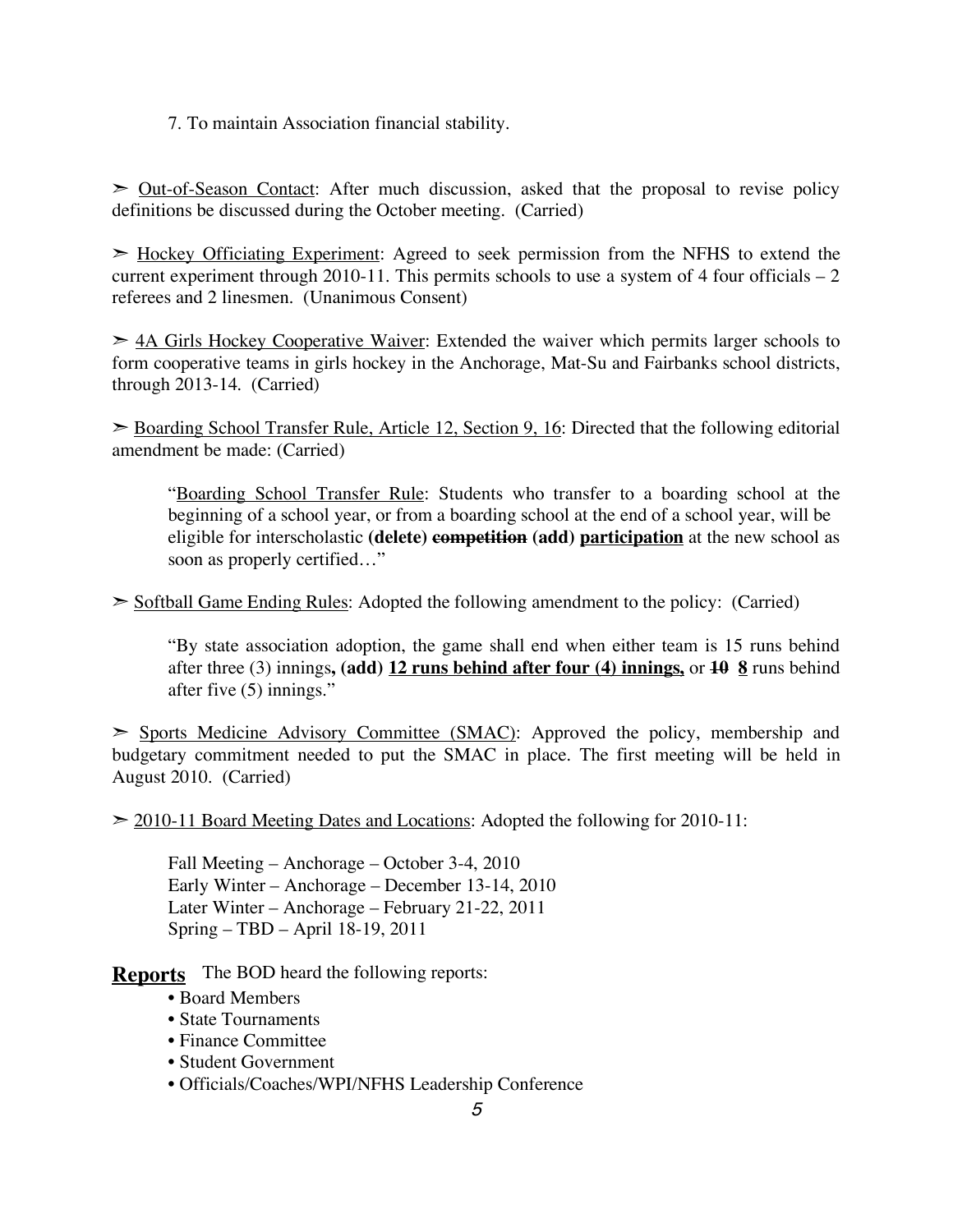7. To maintain Association financial stability.

➣ <u>Out-of-Season Contact</u>: After much discussion, asked that the proposal to revise policy definitions be discussed during the October meeting. (Carried)

➣ <u>Hockey Officiating Experiment</u>: Agreed to seek permission from the NFHS to extend the current experiment through 2010-11. This permits schools to use a system of 4 four officials – 2 referees and 2 linesmen. (Unanimous Consent)

➣ <u>4A Girls Hockey Cooperative Waiver</u>: Extended the waiver which permits larger schools to form cooperative teams in girls hockey in the Anchorage, Mat-Su and Fairbanks school districts, through 2013-14. (Carried)

➣ <u>Boarding School Transfer Rule, Article 12, Section 9, 16</u>: Directed that the following editorial amendment be made: (Carried)

> "<u>Boarding School Transfer Rule</u>: Students who transfer to a boarding school at the beginning of a school year, or from a boarding school at the end of a school year, will be eligible for interscholastic **(delete)** **~~competition~~** **(add)** **<u>participation</u>** at the new school as soon as properly certified…"

➣ <u>Softball Game Ending Rules</u>: Adopted the following amendment to the policy: (Carried)

> "By state association adoption, the game shall end when either team is 15 runs behind after three (3) innings**, (add)** **<u>12 runs behind after four (4) innings,</u>** or **~~10~~** **<u>8</u>** runs behind after five (5) innings."

➣ <u>Sports Medicine Advisory Committee (SMAC)</u>: Approved the policy, membership and budgetary commitment needed to put the SMAC in place. The first meeting will be held in August 2010. (Carried)

➣ <u>2010-11 Board Meeting Dates and Locations</u>: Adopted the following for 2010-11:

> Fall Meeting – Anchorage – October 3-4, 2010
> Early Winter – Anchorage – December 13-14, 2010
> Later Winter – Anchorage – February 21-22, 2011
> Spring – TBD – April 18-19, 2011

**<u>Reports</u>** The BOD heard the following reports:

- Board Members
- State Tournaments
- Finance Committee
- Student Government
- Officials/Coaches/WPI/NFHS Leadership Conference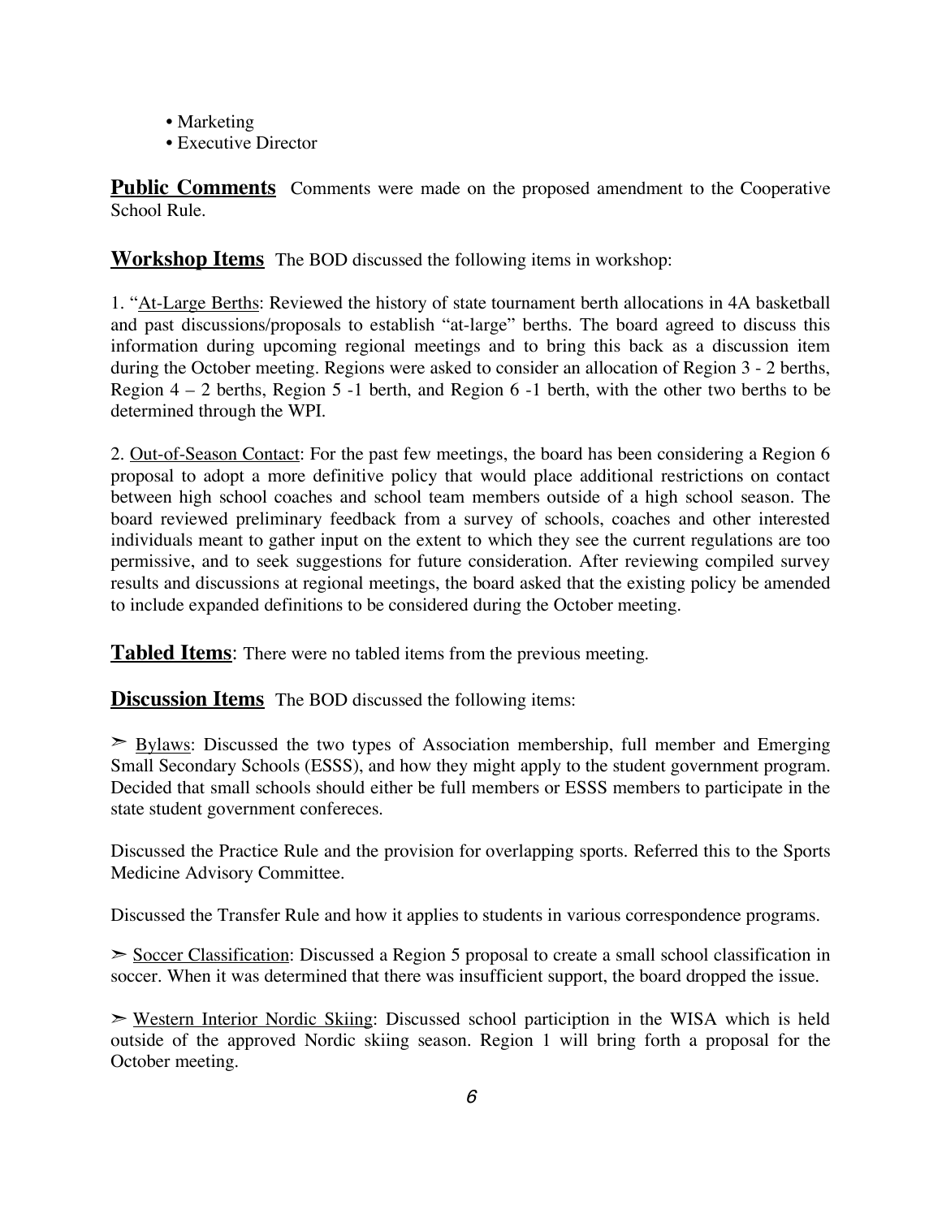- Marketing
- Executive Director

**Public Comments** Comments were made on the proposed amendment to the Cooperative School Rule.

**Workshop Items** The BOD discussed the following items in workshop:

1. "At-Large Berths: Reviewed the history of state tournament berth allocations in 4A basketball and past discussions/proposals to establish "at-large" berths. The board agreed to discuss this information during upcoming regional meetings and to bring this back as a discussion item during the October meeting. Regions were asked to consider an allocation of Region 3 - 2 berths, Region 4 – 2 berths, Region 5 -1 berth, and Region 6 -1 berth, with the other two berths to be determined through the WPI.

2. Out-of-Season Contact: For the past few meetings, the board has been considering a Region 6 proposal to adopt a more definitive policy that would place additional restrictions on contact between high school coaches and school team members outside of a high school season. The board reviewed preliminary feedback from a survey of schools, coaches and other interested individuals meant to gather input on the extent to which they see the current regulations are too permissive, and to seek suggestions for future consideration. After reviewing compiled survey results and discussions at regional meetings, the board asked that the existing policy be amended to include expanded definitions to be considered during the October meeting.

**Tabled Items**: There were no tabled items from the previous meeting.

**Discussion Items** The BOD discussed the following items:

➢ Bylaws: Discussed the two types of Association membership, full member and Emerging Small Secondary Schools (ESSS), and how they might apply to the student government program. Decided that small schools should either be full members or ESSS members to participate in the state student government confereces.

Discussed the Practice Rule and the provision for overlapping sports. Referred this to the Sports Medicine Advisory Committee.

Discussed the Transfer Rule and how it applies to students in various correspondence programs.

➢ Soccer Classification: Discussed a Region 5 proposal to create a small school classification in soccer. When it was determined that there was insufficient support, the board dropped the issue.

➢ Western Interior Nordic Skiing: Discussed school particiption in the WISA which is held outside of the approved Nordic skiing season. Region 1 will bring forth a proposal for the October meeting.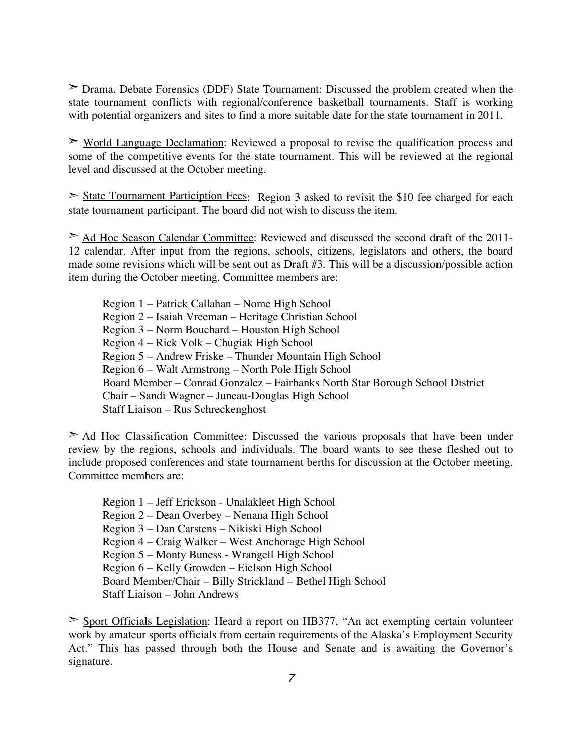➢ <u>Drama, Debate Forensics (DDF) State Tournament</u>: Discussed the problem created when the state tournament conflicts with regional/conference basketball tournaments. Staff is working with potential organizers and sites to find a more suitable date for the state tournament in 2011.

➢ <u>World Language Declamation</u>: Reviewed a proposal to revise the qualification process and some of the competitive events for the state tournament. This will be reviewed at the regional level and discussed at the October meeting.

➢ <u>State Tournament Participation Fees</u>: Region 3 asked to revisit the $10 fee charged for each state tournament participant. The board did not wish to discuss the item.

➢ <u>Ad Hoc Season Calendar Committee</u>: Reviewed and discussed the second draft of the 2011-12 calendar. After input from the regions, schools, citizens, legislators and others, the board made some revisions which will be sent out as Draft #3. This will be a discussion/possible action item during the October meeting. Committee members are:

Region 1 – Patrick Callahan – Nome High School
Region 2 – Isaiah Vreeman – Heritage Christian School
Region 3 – Norm Bouchard – Houston High School
Region 4 – Rick Volk – Chugiak High School
Region 5 – Andrew Friske – Thunder Mountain High School
Region 6 – Walt Armstrong – North Pole High School
Board Member – Conrad Gonzalez – Fairbanks North Star Borough School District
Chair – Sandi Wagner – Juneau-Douglas High School
Staff Liaison – Rus Schreckenghost

➢ <u>Ad Hoc Classification Committee</u>: Discussed the various proposals that have been under review by the regions, schools and individuals. The board wants to see these fleshed out to include proposed conferences and state tournament berths for discussion at the October meeting. Committee members are:

Region 1 – Jeff Erickson - Unalakleet High School
Region 2 – Dean Overbey – Nenana High School
Region 3 – Dan Carstens – Nikiski High School
Region 4 – Craig Walker – West Anchorage High School
Region 5 – Monty Buness - Wrangell High School
Region 6 – Kelly Growden – Eielson High School
Board Member/Chair – Billy Strickland – Bethel High School
Staff Liaison – John Andrews

➢ <u>Sport Officials Legislation</u>: Heard a report on HB377, "An act exempting certain volunteer work by amateur sports officials from certain requirements of the Alaska's Employment Security Act." This has passed through both the House and Senate and is awaiting the Governor's signature.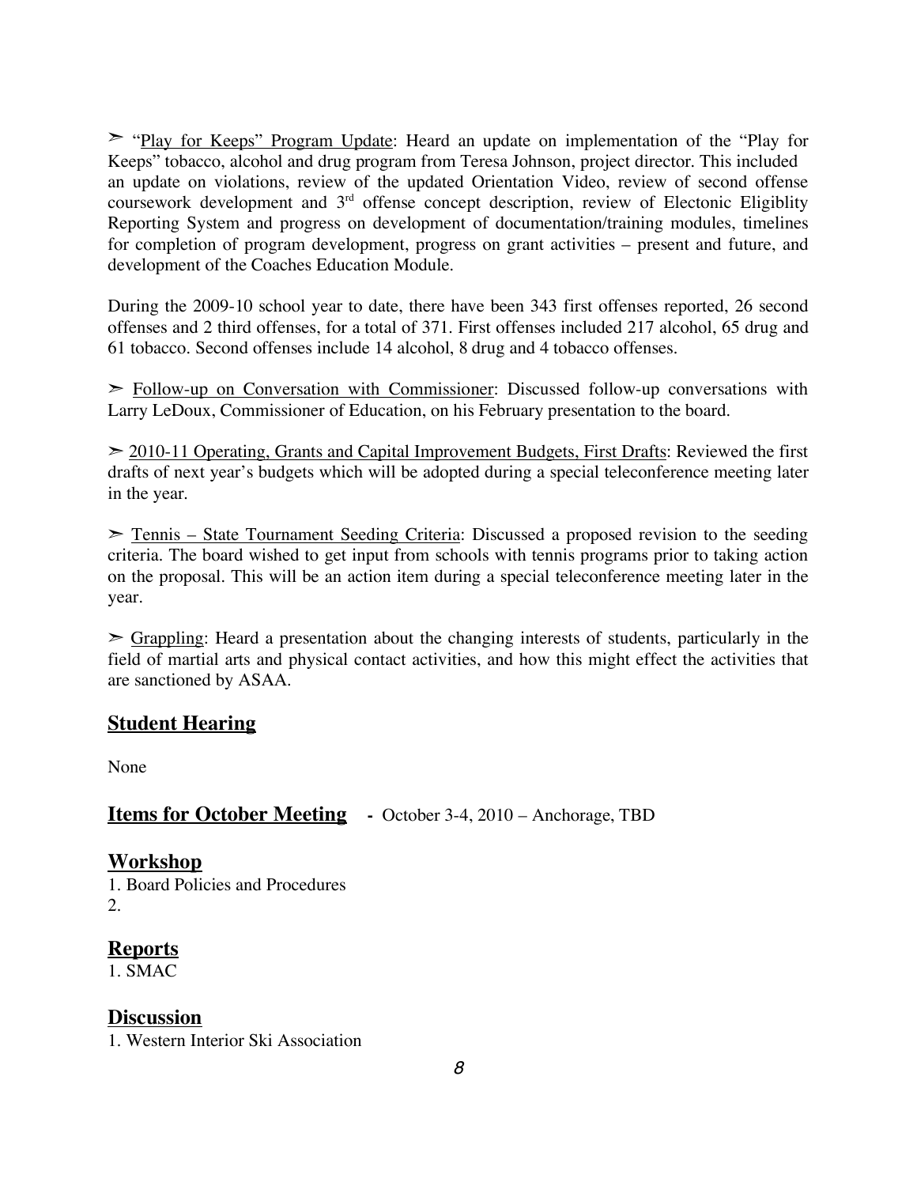➢ "Play for Keeps" Program Update: Heard an update on implementation of the "Play for Keeps" tobacco, alcohol and drug program from Teresa Johnson, project director. This included an update on violations, review of the updated Orientation Video, review of second offense coursework development and 3rd offense concept description, review of Electonic Eligiblity Reporting System and progress on development of documentation/training modules, timelines for completion of program development, progress on grant activities – present and future, and development of the Coaches Education Module.

During the 2009-10 school year to date, there have been 343 first offenses reported, 26 second offenses and 2 third offenses, for a total of 371. First offenses included 217 alcohol, 65 drug and 61 tobacco. Second offenses include 14 alcohol, 8 drug and 4 tobacco offenses.

➢ Follow-up on Conversation with Commissioner: Discussed follow-up conversations with Larry LeDoux, Commissioner of Education, on his February presentation to the board.

➢ 2010-11 Operating, Grants and Capital Improvement Budgets, First Drafts: Reviewed the first drafts of next year's budgets which will be adopted during a special teleconference meeting later in the year.

➢ Tennis – State Tournament Seeding Criteria: Discussed a proposed revision to the seeding criteria. The board wished to get input from schools with tennis programs prior to taking action on the proposal. This will be an action item during a special teleconference meeting later in the year.

➢ Grappling: Heard a presentation about the changing interests of students, particularly in the field of martial arts and physical contact activities, and how this might effect the activities that are sanctioned by ASAA.

## Student Hearing

None

## Items for October Meeting - October 3-4, 2010 – Anchorage, TBD

## Workshop

1. Board Policies and Procedures
2.

## Reports

1. SMAC

## Discussion

1. Western Interior Ski Association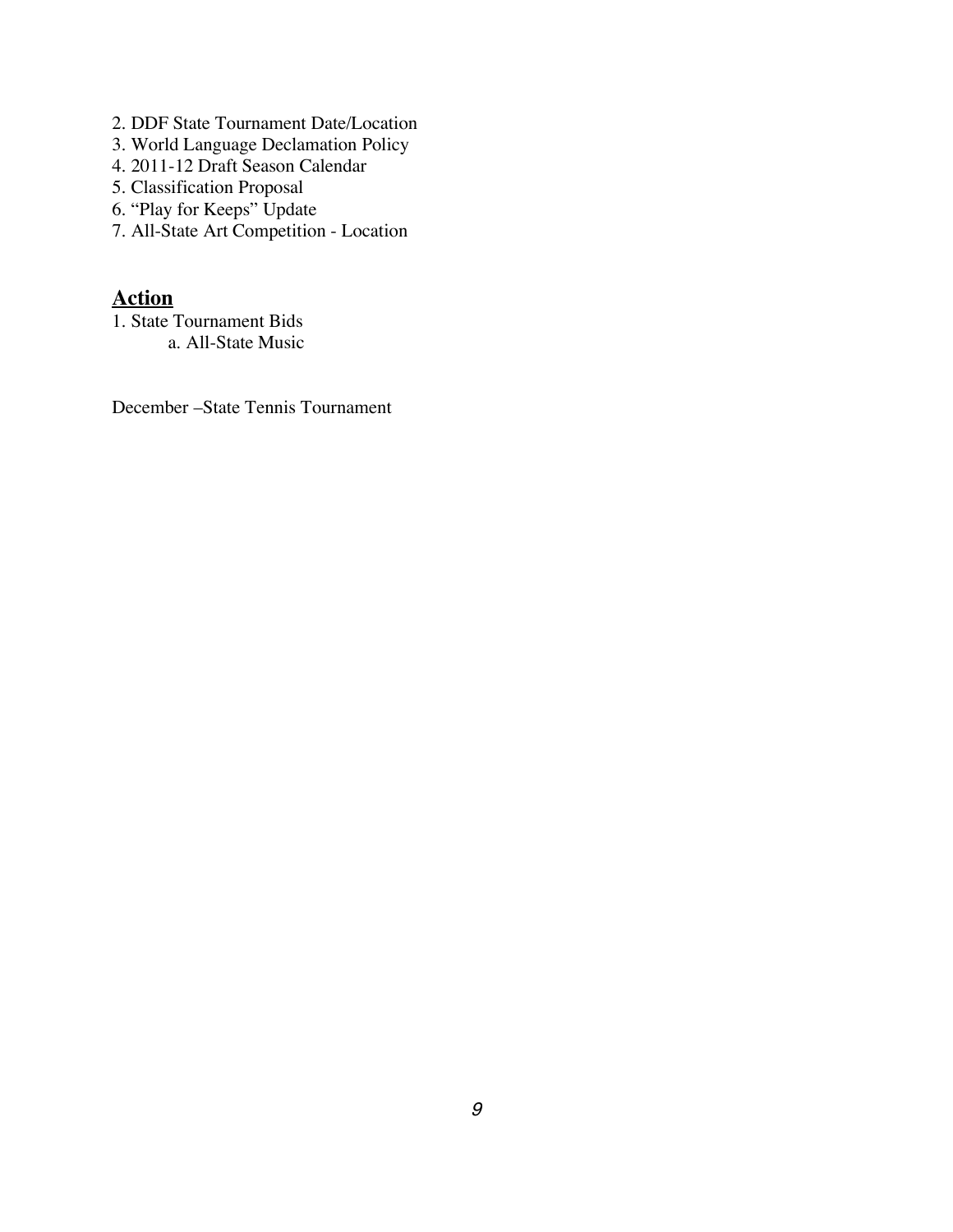2. DDF State Tournament Date/Location
3. World Language Declamation Policy
4. 2011-12 Draft Season Calendar
5. Classification Proposal
6. "Play for Keeps" Update
7. All-State Art Competition - Location

## **Action**

1. State Tournament Bids
    a. All-State Music

December –State Tennis Tournament